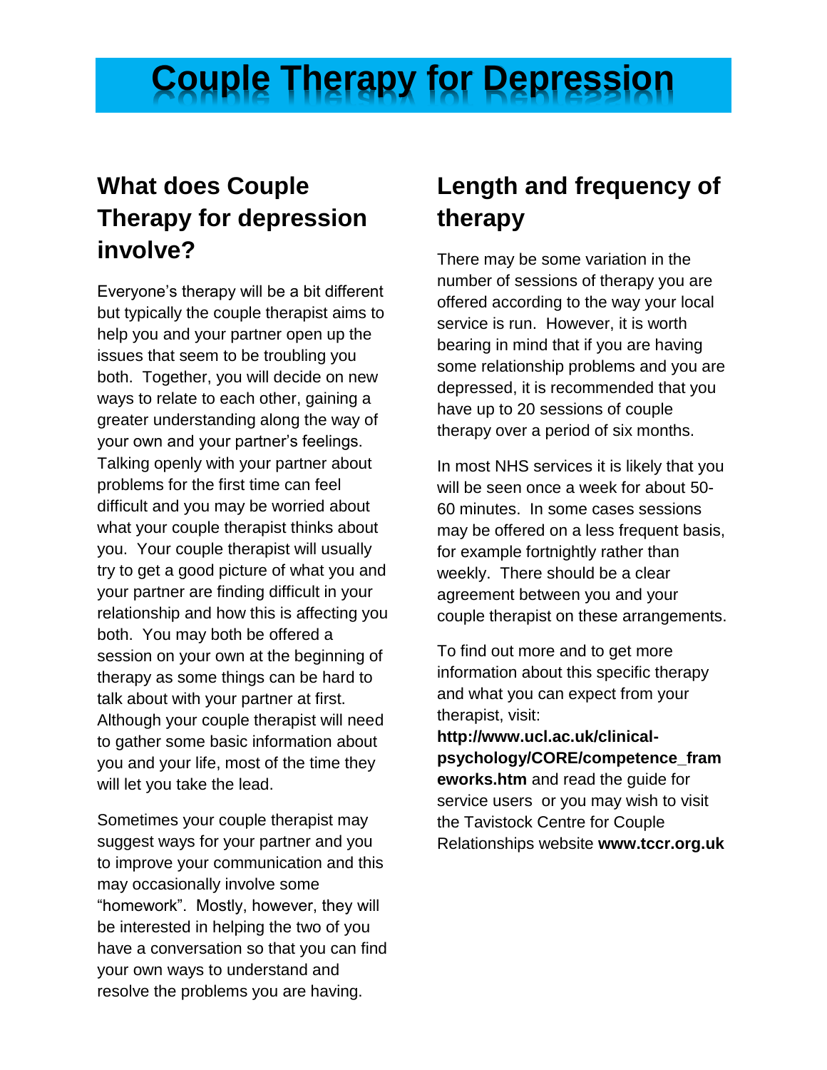# Couple Therapy for Depression

## What does Couple Therapy for depression involve?

Everyone's therapy will be a bit different but typically the couple therapist aims to help you and your partner open up the issues that seem to be troubling you both. Together, you will decide on new ways to relate to each other, gaining a greater understanding along the way of your own and your partner's feelings. Talking openly with your partner about problems for the first time can feel difficult and you may be worried about what your couple therapist thinks about you. Your couple therapist will usually try to get a good picture of what you and your partner are finding difficult in your relationship and how this is affecting you both. You may both be offered a session on your own at the beginning of therapy as some things can be hard to talk about with your partner at first. Although your couple therapist will need to gather some basic information about you and your life, most of the time they will let you take the lead.

Sometimes your couple therapist may suggest ways for your partner and you to improve your communication and this may occasionally involve some "homework". Mostly, however, they will be interested in helping the two of you have a conversation so that you can find your own ways to understand and resolve the problems you are having.

## Length and frequency of therapy

There may be some variation in the number of sessions of therapy you are offered according to the way your local service is run. However, it is worth bearing in mind that if you are having some relationship problems and you are depressed, it is recommended that you have up to 20 sessions of couple therapy over a period of six months.

In most NHS services it is likely that you will be seen once a week for about 50-60 minutes. In some cases sessions may be offered on a less frequent basis, for example fortnightly rather than weekly. There should be a clear agreement between you and your couple therapist on these arrangements.

To find out more and to get more information about this specific therapy and what you can expect from your therapist, visit: **http://www.ucl.ac.uk/clinical-psychology/CORE/competence_frameworks.htm** and read the guide for service users or you may wish to visit the Tavistock Centre for Couple Relationships website **www.tccr.org.uk**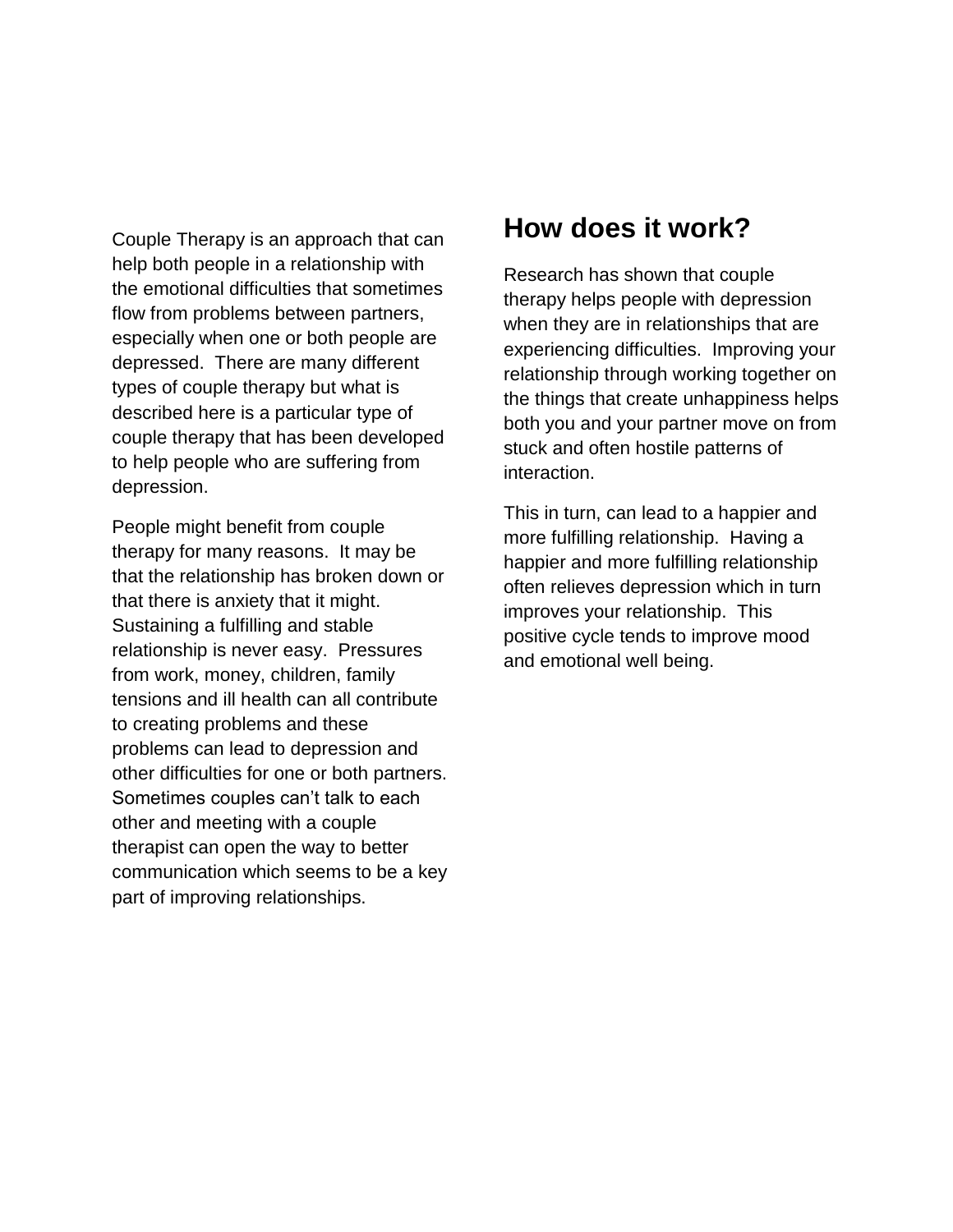Couple Therapy is an approach that can help both people in a relationship with the emotional difficulties that sometimes flow from problems between partners, especially when one or both people are depressed.  There are many different types of couple therapy but what is described here is a particular type of couple therapy that has been developed to help people who are suffering from depression.

People might benefit from couple therapy for many reasons.  It may be that the relationship has broken down or that there is anxiety that it might. Sustaining a fulfilling and stable relationship is never easy.  Pressures from work, money, children, family tensions and ill health can all contribute to creating problems and these problems can lead to depression and other difficulties for one or both partners. Sometimes couples can't talk to each other and meeting with a couple therapist can open the way to better communication which seems to be a key part of improving relationships.

## How does it work?

Research has shown that couple therapy helps people with depression when they are in relationships that are experiencing difficulties.  Improving your relationship through working together on the things that create unhappiness helps both you and your partner move on from stuck and often hostile patterns of interaction.

This in turn, can lead to a happier and more fulfilling relationship.  Having a happier and more fulfilling relationship often relieves depression which in turn improves your relationship.  This positive cycle tends to improve mood and emotional well being.